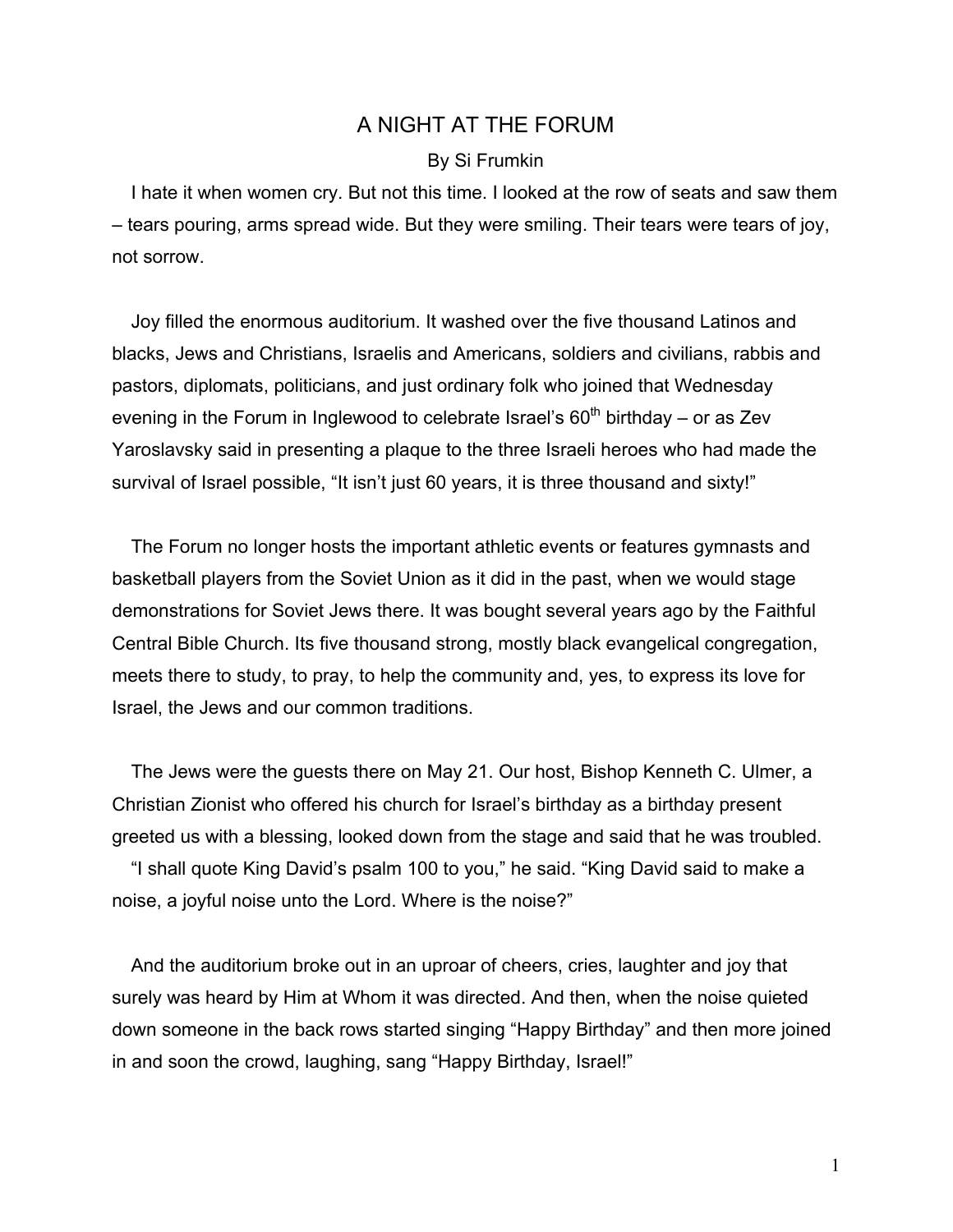# A NIGHT AT THE FORUM

By Si Frumkin

I hate it when women cry. But not this time. I looked at the row of seats and saw them – tears pouring, arms spread wide. But they were smiling. Their tears were tears of joy, not sorrow.

Joy filled the enormous auditorium. It washed over the five thousand Latinos and blacks, Jews and Christians, Israelis and Americans, soldiers and civilians, rabbis and pastors, diplomats, politicians, and just ordinary folk who joined that Wednesday evening in the Forum in Inglewood to celebrate Israel's 60th birthday – or as Zev Yaroslavsky said in presenting a plaque to the three Israeli heroes who had made the survival of Israel possible, "It isn't just 60 years, it is three thousand and sixty!"

The Forum no longer hosts the important athletic events or features gymnasts and basketball players from the Soviet Union as it did in the past, when we would stage demonstrations for Soviet Jews there. It was bought several years ago by the Faithful Central Bible Church. Its five thousand strong, mostly black evangelical congregation, meets there to study, to pray, to help the community and, yes, to express its love for Israel, the Jews and our common traditions.

The Jews were the guests there on May 21. Our host, Bishop Kenneth C. Ulmer, a Christian Zionist who offered his church for Israel's birthday as a birthday present greeted us with a blessing, looked down from the stage and said that he was troubled.

"I shall quote King David's psalm 100 to you," he said. "King David said to make a noise, a joyful noise unto the Lord. Where is the noise?"

And the auditorium broke out in an uproar of cheers, cries, laughter and joy that surely was heard by Him at Whom it was directed. And then, when the noise quieted down someone in the back rows started singing "Happy Birthday" and then more joined in and soon the crowd, laughing, sang "Happy Birthday, Israel!"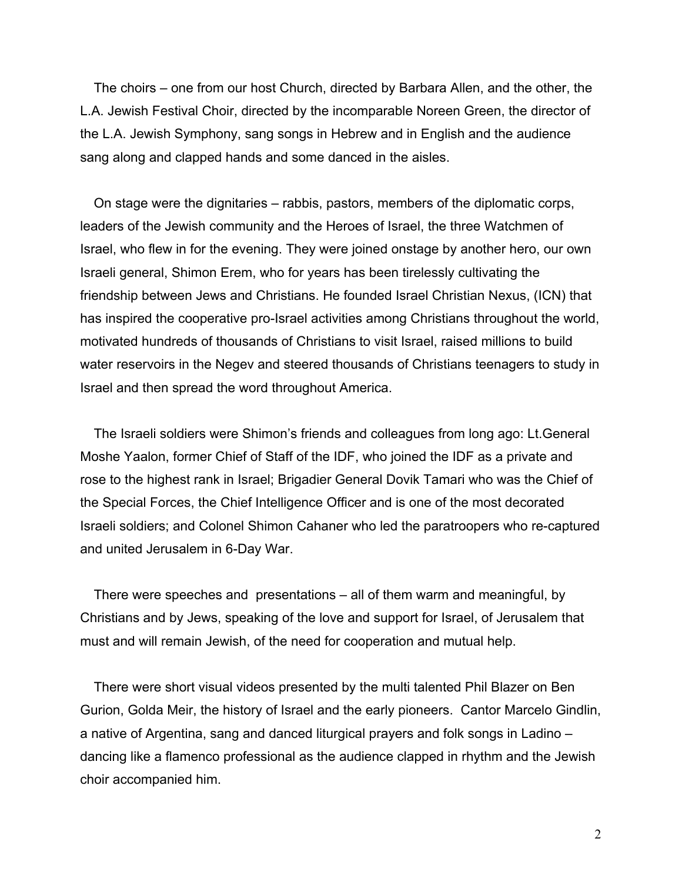The choirs – one from our host Church, directed by Barbara Allen, and the other, the L.A. Jewish Festival Choir, directed by the incomparable Noreen Green, the director of the L.A. Jewish Symphony, sang songs in Hebrew and in English and the audience sang along and clapped hands and some danced in the aisles.

On stage were the dignitaries – rabbis, pastors, members of the diplomatic corps, leaders of the Jewish community and the Heroes of Israel, the three Watchmen of Israel, who flew in for the evening. They were joined onstage by another hero, our own Israeli general, Shimon Erem, who for years has been tirelessly cultivating the friendship between Jews and Christians. He founded Israel Christian Nexus, (ICN) that has inspired the cooperative pro-Israel activities among Christians throughout the world, motivated hundreds of thousands of Christians to visit Israel, raised millions to build water reservoirs in the Negev and steered thousands of Christians teenagers to study in Israel and then spread the word throughout America.

The Israeli soldiers were Shimon's friends and colleagues from long ago: Lt.General Moshe Yaalon, former Chief of Staff of the IDF, who joined the IDF as a private and rose to the highest rank in Israel; Brigadier General Dovik Tamari who was the Chief of the Special Forces, the Chief Intelligence Officer and is one of the most decorated Israeli soldiers; and Colonel Shimon Cahaner who led the paratroopers who re-captured and united Jerusalem in 6-Day War.

There were speeches and presentations – all of them warm and meaningful, by Christians and by Jews, speaking of the love and support for Israel, of Jerusalem that must and will remain Jewish, of the need for cooperation and mutual help.

There were short visual videos presented by the multi talented Phil Blazer on Ben Gurion, Golda Meir, the history of Israel and the early pioneers. Cantor Marcelo Gindlin, a native of Argentina, sang and danced liturgical prayers and folk songs in Ladino – dancing like a flamenco professional as the audience clapped in rhythm and the Jewish choir accompanied him.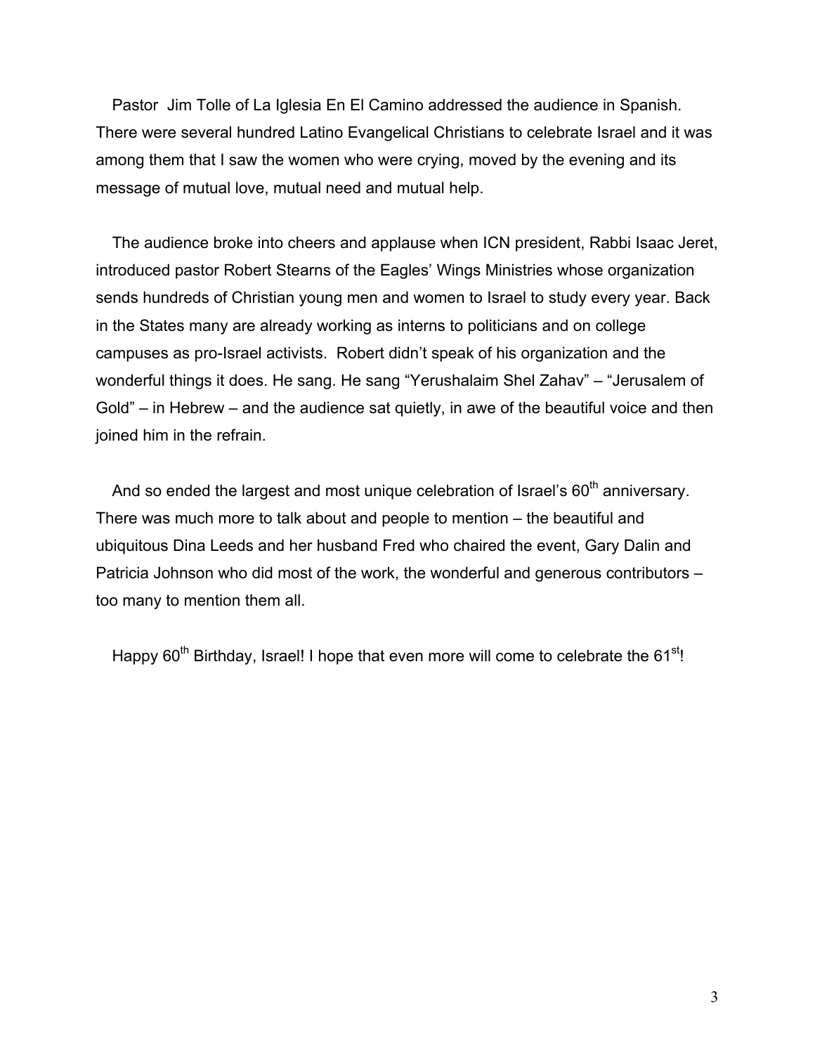Pastor Jim Tolle of La Iglesia En El Camino addressed the audience in Spanish. There were several hundred Latino Evangelical Christians to celebrate Israel and it was among them that I saw the women who were crying, moved by the evening and its message of mutual love, mutual need and mutual help.

The audience broke into cheers and applause when ICN president, Rabbi Isaac Jeret, introduced pastor Robert Stearns of the Eagles' Wings Ministries whose organization sends hundreds of Christian young men and women to Israel to study every year. Back in the States many are already working as interns to politicians and on college campuses as pro-Israel activists. Robert didn't speak of his organization and the wonderful things it does. He sang. He sang "Yerushalaim Shel Zahav" – "Jerusalem of Gold" – in Hebrew – and the audience sat quietly, in awe of the beautiful voice and then joined him in the refrain.

And so ended the largest and most unique celebration of Israel's 60th anniversary. There was much more to talk about and people to mention – the beautiful and ubiquitous Dina Leeds and her husband Fred who chaired the event, Gary Dalin and Patricia Johnson who did most of the work, the wonderful and generous contributors – too many to mention them all.

Happy 60th Birthday, Israel! I hope that even more will come to celebrate the 61st!